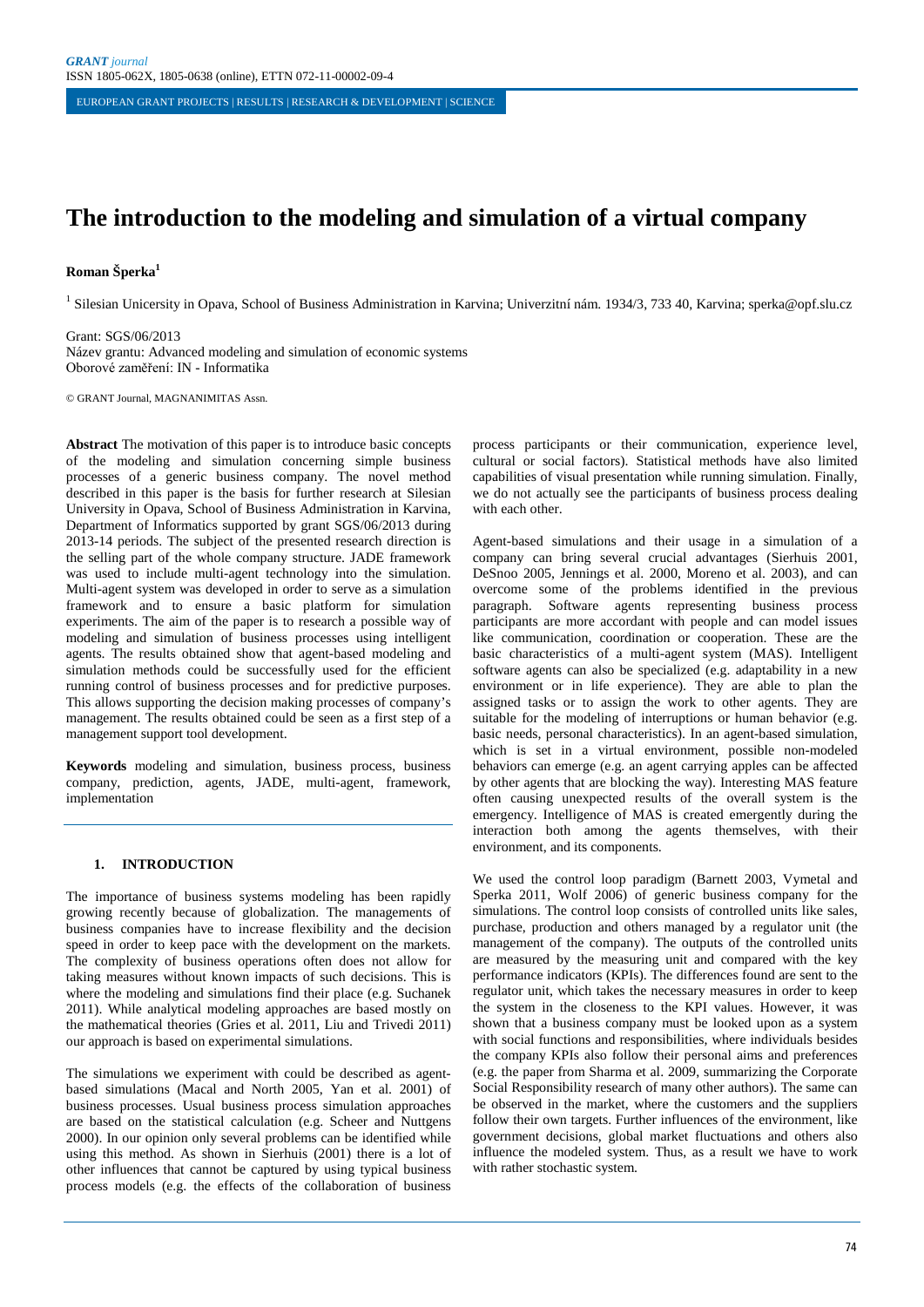# The introduction to the modeling and simulation of a virtual company

**Roman Šperka**[1]

[1] Silesian Unicersity in Opava, School of Business Administration in Karvina; Univerzitní nám. 1934/3, 733 40, Karvina; sperka@opf.slu.cz

Grant: SGS/06/2013
Název grantu: Advanced modeling and simulation of economic systems
Oborové zaměření: IN - Informatika

© GRANT Journal, MAGNANIMITAS Assn.

**Abstract** The motivation of this paper is to introduce basic concepts of the modeling and simulation concerning simple business processes of a generic business company. The novel method described in this paper is the basis for further research at Silesian University in Opava, School of Business Administration in Karvina, Department of Informatics supported by grant SGS/06/2013 during 2013-14 periods. The subject of the presented research direction is the selling part of the whole company structure. JADE framework was used to include multi-agent technology into the simulation. Multi-agent system was developed in order to serve as a simulation framework and to ensure a basic platform for simulation experiments. The aim of the paper is to research a possible way of modeling and simulation of business processes using intelligent agents. The results obtained show that agent-based modeling and simulation methods could be successfully used for the efficient running control of business processes and for predictive purposes. This allows supporting the decision making processes of company's management. The results obtained could be seen as a first step of a management support tool development.

**Keywords** modeling and simulation, business process, business company, prediction, agents, JADE, multi-agent, framework, implementation

## 1. INTRODUCTION

The importance of business systems modeling has been rapidly growing recently because of globalization. The managements of business companies have to increase flexibility and the decision speed in order to keep pace with the development on the markets. The complexity of business operations often does not allow for taking measures without known impacts of such decisions. This is where the modeling and simulations find their place (e.g. Suchanek 2011). While analytical modeling approaches are based mostly on the mathematical theories (Gries et al. 2011, Liu and Trivedi 2011) our approach is based on experimental simulations.

The simulations we experiment with could be described as agent-based simulations (Macal and North 2005, Yan et al. 2001) of business processes. Usual business process simulation approaches are based on the statistical calculation (e.g. Scheer and Nuttgens 2000). In our opinion only several problems can be identified while using this method. As shown in Sierhuis (2001) there is a lot of other influences that cannot be captured by using typical business process models (e.g. the effects of the collaboration of business process participants or their communication, experience level, cultural or social factors). Statistical methods have also limited capabilities of visual presentation while running simulation. Finally, we do not actually see the participants of business process dealing with each other.

Agent-based simulations and their usage in a simulation of a company can bring several crucial advantages (Sierhuis 2001, DeSnoo 2005, Jennings et al. 2000, Moreno et al. 2003), and can overcome some of the problems identified in the previous paragraph. Software agents representing business process participants are more accordant with people and can model issues like communication, coordination or cooperation. These are the basic characteristics of a multi-agent system (MAS). Intelligent software agents can also be specialized (e.g. adaptability in a new environment or in life experience). They are able to plan the assigned tasks or to assign the work to other agents. They are suitable for the modeling of interruptions or human behavior (e.g. basic needs, personal characteristics). In an agent-based simulation, which is set in a virtual environment, possible non-modeled behaviors can emerge (e.g. an agent carrying apples can be affected by other agents that are blocking the way). Interesting MAS feature often causing unexpected results of the overall system is the emergency. Intelligence of MAS is created emergently during the interaction both among the agents themselves, with their environment, and its components.

We used the control loop paradigm (Barnett 2003, Vymetal and Sperka 2011, Wolf 2006) of generic business company for the simulations. The control loop consists of controlled units like sales, purchase, production and others managed by a regulator unit (the management of the company). The outputs of the controlled units are measured by the measuring unit and compared with the key performance indicators (KPIs). The differences found are sent to the regulator unit, which takes the necessary measures in order to keep the system in the closeness to the KPI values. However, it was shown that a business company must be looked upon as a system with social functions and responsibilities, where individuals besides the company KPIs also follow their personal aims and preferences (e.g. the paper from Sharma et al. 2009, summarizing the Corporate Social Responsibility research of many other authors). The same can be observed in the market, where the customers and the suppliers follow their own targets. Further influences of the environment, like government decisions, global market fluctuations and others also influence the modeled system. Thus, as a result we have to work with rather stochastic system.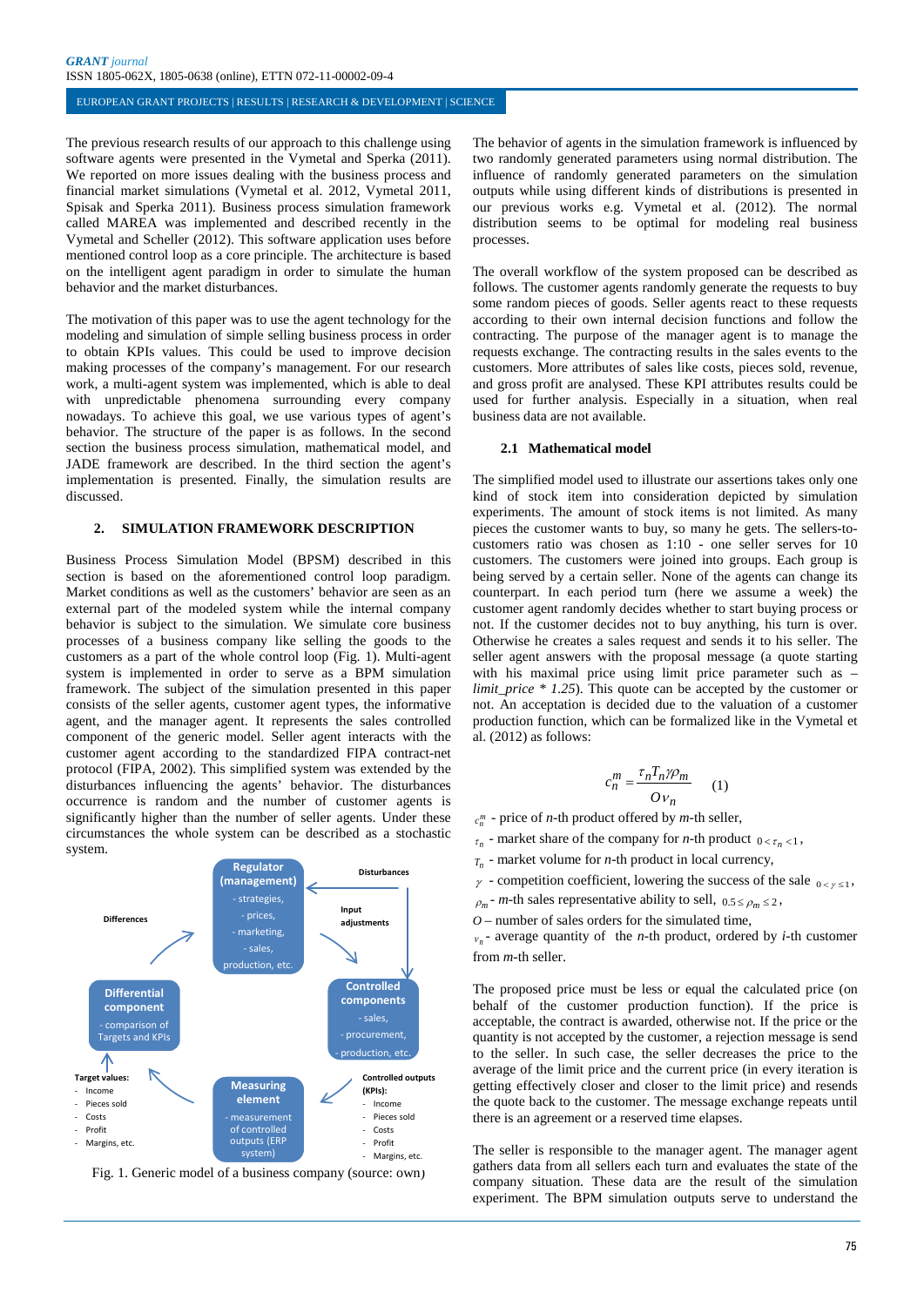The previous research results of our approach to this challenge using software agents were presented in the Vymetal and Sperka (2011). We reported on more issues dealing with the business process and financial market simulations (Vymetal et al. 2012, Vymetal 2011, Spisak and Sperka 2011). Business process simulation framework called MAREA was implemented and described recently in the Vymetal and Scheller (2012). This software application uses before mentioned control loop as a core principle. The architecture is based on the intelligent agent paradigm in order to simulate the human behavior and the market disturbances.

The motivation of this paper was to use the agent technology for the modeling and simulation of simple selling business process in order to obtain KPIs values. This could be used to improve decision making processes of the company's management. For our research work, a multi-agent system was implemented, which is able to deal with unpredictable phenomena surrounding every company nowadays. To achieve this goal, we use various types of agent's behavior. The structure of the paper is as follows. In the second section the business process simulation, mathematical model, and JADE framework are described. In the third section the agent's implementation is presented. Finally, the simulation results are discussed.

## 2. SIMULATION FRAMEWORK DESCRIPTION

Business Process Simulation Model (BPSM) described in this section is based on the aforementioned control loop paradigm. Market conditions as well as the customers' behavior are seen as an external part of the modeled system while the internal company behavior is subject to the simulation. We simulate core business processes of a business company like selling the goods to the customers as a part of the whole control loop (Fig. 1). Multi-agent system is implemented in order to serve as a BPM simulation framework. The subject of the simulation presented in this paper consists of the seller agents, customer agent types, the informative agent, and the manager agent. It represents the sales controlled component of the generic model. Seller agent interacts with the customer agent according to the standardized FIPA contract-net protocol (FIPA, 2002). This simplified system was extended by the disturbances influencing the agents' behavior. The disturbances occurrence is random and the number of customer agents is significantly higher than the number of seller agents. Under these circumstances the whole system can be described as a stochastic system.

Regulator (management) - strategies, - prices, - marketing, - sales, production, etc.

Disturbances

Input adjustments

Differences

Differential component - comparison of Targets and KPIs

Controlled components - sales, - procurement, - production, etc.

Target values:
- Income
- Pieces sold
- Costs
- Profit
- Margins, etc.

Measuring element - measurement of controlled outputs (ERP system)

Controlled outputs (KPIs):
- Income
- Pieces sold
- Costs
- Profit
- Margins, etc.

Fig. 1. Generic model of a business company (source: own)

The behavior of agents in the simulation framework is influenced by two randomly generated parameters using normal distribution. The influence of randomly generated parameters on the simulation outputs while using different kinds of distributions is presented in our previous works e.g. Vymetal et al. (2012). The normal distribution seems to be optimal for modeling real business processes.

The overall workflow of the system proposed can be described as follows. The customer agents randomly generate the requests to buy some random pieces of goods. Seller agents react to these requests according to their own internal decision functions and follow the contracting. The purpose of the manager agent is to manage the requests exchange. The contracting results in the sales events to the customers. More attributes of sales like costs, pieces sold, revenue, and gross profit are analysed. These KPI attributes results could be used for further analysis. Especially in a situation, when real business data are not available.

### 2.1 Mathematical model

The simplified model used to illustrate our assertions takes only one kind of stock item into consideration depicted by simulation experiments. The amount of stock items is not limited. As many pieces the customer wants to buy, so many he gets. The sellers-to-customers ratio was chosen as 1:10 - one seller serves for 10 customers. The customers were joined into groups. Each group is being served by a certain seller. None of the agents can change its counterpart. In each period turn (here we assume a week) the customer agent randomly decides whether to start buying process or not. If the customer decides not to buy anything, his turn is over. Otherwise he creates a sales request and sends it to his seller. The seller agent answers with the proposal message (a quote starting with his maximal price using limit price parameter such as – *limit_price * 1.25*). This quote can be accepted by the customer or not. An acceptation is decided due to the valuation of a customer production function, which can be formalized like in the Vymetal et al. (2012) as follows:

$$c_n^m = \frac{\tau_n T_n \gamma \rho_m}{O v_n} \quad (1)$$

$c_n^m$ - price of *n*-th product offered by *m*-th seller,

$\tau_n$ - market share of the company for *n*-th product $0 < \tau_n < 1$,

$T_n$ - market volume for *n*-th product in local currency,

$\gamma$ - competition coefficient, lowering the success of the sale $0 < \gamma \leq 1$,

$\rho_m$ - *m*-th sales representative ability to sell, $0.5 \leq \rho_m \leq 2$,

$O$ – number of sales orders for the simulated time,

$v_n$ - average quantity of the *n*-th product, ordered by *i*-th customer from *m*-th seller.

The proposed price must be less or equal the calculated price (on behalf of the customer production function). If the price is acceptable, the contract is awarded, otherwise not. If the price or the quantity is not accepted by the customer, a rejection message is send to the seller. In such case, the seller decreases the price to the average of the limit price and the current price (in every iteration is getting effectively closer and closer to the limit price) and resends the quote back to the customer. The message exchange repeats until there is an agreement or a reserved time elapses.

The seller is responsible to the manager agent. The manager agent gathers data from all sellers each turn and evaluates the state of the company situation. These data are the result of the simulation experiment. The BPM simulation outputs serve to understand the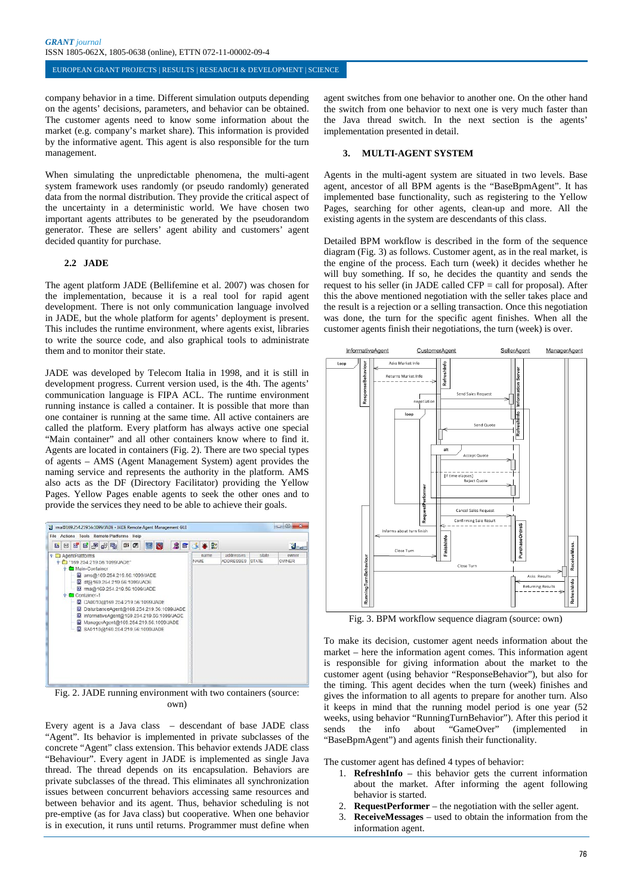company behavior in a time. Different simulation outputs depending on the agents' decisions, parameters, and behavior can be obtained. The customer agents need to know some information about the market (e.g. company's market share). This information is provided by the informative agent. This agent is also responsible for the turn management.

When simulating the unpredictable phenomena, the multi-agent system framework uses randomly (or pseudo randomly) generated data from the normal distribution. They provide the critical aspect of the uncertainty in a deterministic world. We have chosen two important agents attributes to be generated by the pseudorandom generator. These are sellers' agent ability and customers' agent decided quantity for purchase.

### 2.2 JADE

The agent platform JADE (Bellifemine et al. 2007) was chosen for the implementation, because it is a real tool for rapid agent development. There is not only communication language involved in JADE, but the whole platform for agents' deployment is present. This includes the runtime environment, where agents exist, libraries to write the source code, and also graphical tools to administrate them and to monitor their state.

JADE was developed by Telecom Italia in 1998, and it is still in development progress. Current version used, is the 4th. The agents' communication language is FIPA ACL. The runtime environment running instance is called a container. It is possible that more than one container is running at the same time. All active containers are called the platform. Every platform has always active one special "Main container" and all other containers know where to find it. Agents are located in containers (Fig. 2). There are two special types of agents – AMS (Agent Management System) agent provides the naming service and represents the authority in the platform. AMS also acts as the DF (Directory Facilitator) providing the Yellow Pages. Yellow Pages enable agents to seek the other ones and to provide the services they need to be able to achieve their goals.

Fig. 2. JADE running environment with two containers (source: own)

Every agent is a Java class – descendant of base JADE class "Agent". Its behavior is implemented in private subclasses of the concrete "Agent" class extension. This behavior extends JADE class "Behaviour". Every agent in JADE is implemented as single Java thread. The thread depends on its encapsulation. Behaviors are private subclasses of the thread. This eliminates all synchronization issues between concurrent behaviors accessing same resources and between behavior and its agent. Thus, behavior scheduling is not pre-emptive (as for Java class) but cooperative. When one behavior is in execution, it runs until returns. Programmer must define when agent switches from one behavior to another one. On the other hand the switch from one behavior to next one is very much faster than the Java thread switch. In the next section is the agents' implementation presented in detail.

## 3. MULTI-AGENT SYSTEM

Agents in the multi-agent system are situated in two levels. Base agent, ancestor of all BPM agents is the "BaseBpmAgent". It has implemented base functionality, such as registering to the Yellow Pages, searching for other agents, clean-up and more. All the existing agents in the system are descendants of this class.

Detailed BPM workflow is described in the form of the sequence diagram (Fig. 3) as follows. Customer agent, as in the real market, is the engine of the process. Each turn (week) it decides whether he will buy something. If so, he decides the quantity and sends the request to his seller (in JADE called CFP = call for proposal). After this the above mentioned negotiation with the seller takes place and the result is a rejection or a selling transaction. Once this negotiation was done, the turn for the specific agent finishes. When all the customer agents finish their negotiations, the turn (week) is over.

Fig. 3. BPM workflow sequence diagram (source: own)

To make its decision, customer agent needs information about the market – here the information agent comes. This information agent is responsible for giving information about the market to the customer agent (using behavior "ResponseBehavior"), but also for the timing. This agent decides when the turn (week) finishes and gives the information to all agents to prepare for another turn. Also it keeps in mind that the running model period is one year (52 weeks, using behavior "RunningTurnBehavior"). After this period it sends the info about "GameOver" (implemented in "BaseBpmAgent") and agents finish their functionality.

The customer agent has defined 4 types of behavior:

1. **RefreshInfo** – this behavior gets the current information about the market. After informing the agent following behavior is started.
2. **RequestPerformer** – the negotiation with the seller agent.
3. **ReceiveMessages** – used to obtain the information from the information agent.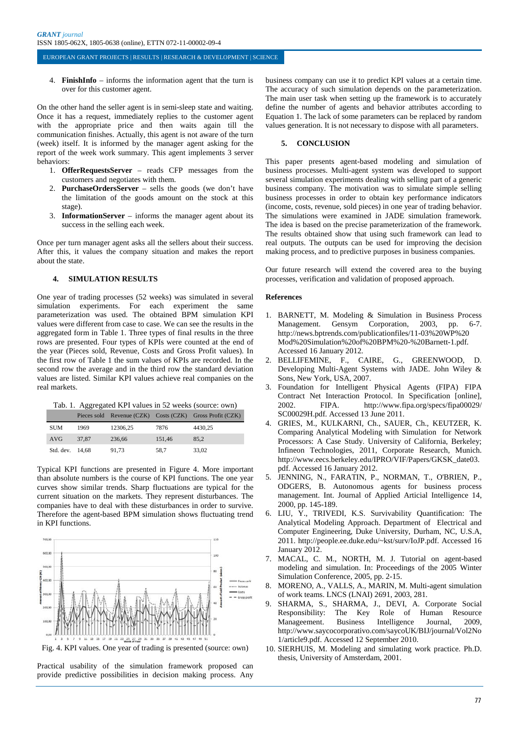4. **FinishInfo** – informs the information agent that the turn is over for this customer agent.

On the other hand the seller agent is in semi-sleep state and waiting. Once it has a request, immediately replies to the customer agent with the appropriate price and then waits again till the communication finishes. Actually, this agent is not aware of the turn (week) itself. It is informed by the manager agent asking for the report of the week work summary. This agent implements 3 server behaviors:

1. **OfferRequestsServer** – reads CFP messages from the customers and negotiates with them.
2. **PurchaseOrdersServer** – sells the goods (we don't have the limitation of the goods amount on the stock at this stage).
3. **InformationServer** – informs the manager agent about its success in the selling each week.

Once per turn manager agent asks all the sellers about their success. After this, it values the company situation and makes the report about the state.

## 4. SIMULATION RESULTS

One year of trading processes (52 weeks) was simulated in several simulation experiments. For each experiment the same parameterization was used. The obtained BPM simulation KPI values were different from case to case. We can see the results in the aggregated form in Table 1. Three types of final results in the three rows are presented. Four types of KPIs were counted at the end of the year (Pieces sold, Revenue, Costs and Gross Profit values). In the first row of Table 1 the sum values of KPIs are recorded. In the second row the average and in the third row the standard deviation values are listed. Similar KPI values achieve real companies on the real markets.

Tab. 1. Aggregated KPI values in 52 weeks (source: own)

| | Pieces sold | Revenue (CZK) | Costs (CZK) | Gross Profit (CZK) |
|---|---|---|---|---|
| SUM | 1969 | 12306,25 | 7876 | 4430,25 |
| AVG | 37,87 | 236,66 | 151,46 | 85,2 |
| Std. dev. | 14,68 | 91,73 | 58,7 | 33,02 |

Typical KPI functions are presented in Figure 4. More important than absolute numbers is the course of KPI functions. The one year curves show similar trends. Sharp fluctuations are typical for the current situation on the markets. They represent disturbances. The companies have to deal with these disturbances in order to survive. Therefore the agent-based BPM simulation shows fluctuating trend in KPI functions.

Fig. 4. KPI values. One year of trading is presented (source: own)

Practical usability of the simulation framework proposed can provide predictive possibilities in decision making process. Any business company can use it to predict KPI values at a certain time. The accuracy of such simulation depends on the parameterization. The main user task when setting up the framework is to accurately define the number of agents and behavior attributes according to Equation 1. The lack of some parameters can be replaced by random values generation. It is not necessary to dispose with all parameters.

## 5. CONCLUSION

This paper presents agent-based modeling and simulation of business processes. Multi-agent system was developed to support several simulation experiments dealing with selling part of a generic business company. The motivation was to simulate simple selling business processes in order to obtain key performance indicators (income, costs, revenue, sold pieces) in one year of trading behavior. The simulations were examined in JADE simulation framework. The idea is based on the precise parameterization of the framework. The results obtained show that using such framework can lead to real outputs. The outputs can be used for improving the decision making process, and to predictive purposes in business companies.

Our future research will extend the covered area to the buying processes, verification and validation of proposed approach.

### References

1. BARNETT, M. Modeling & Simulation in Business Process Management. Gensym Corporation, 2003, pp. 6-7. http://news.bptrends.com/publicationfiles/11-03%20WP%20Mod%20Simulation%20of%20BPM%20-%20Barnett-1.pdf. Accessed 16 January 2012.
2. BELLIFEMINE, F., CAIRE, G., GREENWOOD, D. Developing Multi-Agent Systems with JADE. John Wiley & Sons, New York, USA, 2007.
3. Foundation for Intelligent Physical Agents (FIPA) FIPA Contract Net Interaction Protocol. In Specification [online], 2002. FIPA. http://www.fipa.org/specs/fipa00029/SC00029H.pdf. Accessed 13 June 2011.
4. GRIES, M., KULKARNI, Ch., SAUER, Ch., KEUTZER, K. Comparing Analytical Modeling with Simulation for Network Processors: A Case Study. University of California, Berkeley; Infineon Technologies, 2011, Corporate Research, Munich. http://www.eecs.berkeley.edu/IPRO/VIF/Papers/GKSK_date03.pdf. Accessed 16 January 2012.
5. JENNING, N., FARATIN, P., NORMAN, T., O'BRIEN, P., ODGERS, B. Autonomous agents for business process management. Int. Journal of Applied Articial Intelligence 14, 2000, pp. 145-189.
6. LIU, Y., TRIVEDI, K.S. Survivability Quantification: The Analytical Modeling Approach. Department of Electrical and Computer Engineering, Duke University, Durham, NC, U.S.A, 2011. http://people.ee.duke.edu/~kst/surv/IoJP.pdf. Accessed 16 January 2012.
7. MACAL, C. M., NORTH, M. J. Tutorial on agent-based modeling and simulation. In: Proceedings of the 2005 Winter Simulation Conference, 2005, pp. 2-15.
8. MORENO, A., VALLS, A., MARIN, M. Multi-agent simulation of work teams. LNCS (LNAI) 2691, 2003, 281.
9. SHARMA, S., SHARMA, J., DEVI, A. Corporate Social Responsibility: The Key Role of Human Resource Manageement. Business Intelligence Journal, 2009, http://www.saycocorporativo.com/saycoUK/BIJ/journal/Vol2No1/article9.pdf. Accessed 12 September 2010.
10. SIERHUIS, M. Modeling and simulating work practice. Ph.D. thesis, University of Amsterdam, 2001.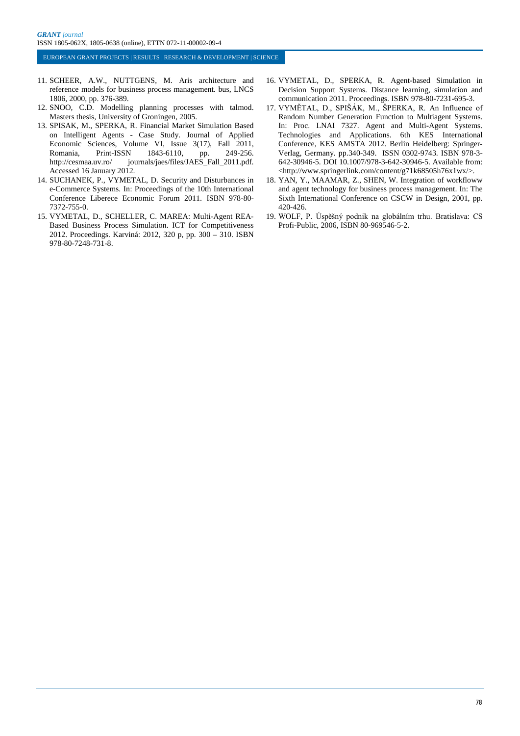11. SCHEER, A.W., NUTTGENS, M. Aris architecture and reference models for business process management. bus, LNCS 1806, 2000, pp. 376-389.
12. SNOO, C.D. Modelling planning processes with talmod. Masters thesis, University of Groningen, 2005.
13. SPISAK, M., SPERKA, R. Financial Market Simulation Based on Intelligent Agents - Case Study. Journal of Applied Economic Sciences, Volume VI, Issue 3(17), Fall 2011, Romania, Print-ISSN 1843-6110, pp. 249-256. http://cesmaa.uv.ro/ journals/jaes/files/JAES_Fall_2011.pdf. Accessed 16 January 2012.
14. SUCHANEK, P., VYMETAL, D. Security and Disturbances in e-Commerce Systems. In: Proceedings of the 10th International Conference Liberece Economic Forum 2011. ISBN 978-80-7372-755-0.
15. VYMETAL, D., SCHELLER, C. MAREA: Multi-Agent REA-Based Business Process Simulation. ICT for Competitiveness 2012. Proceedings. Karviná: 2012, 320 p, pp. 300 – 310. ISBN 978-80-7248-731-8.
16. VYMETAL, D., SPERKA, R. Agent-based Simulation in Decision Support Systems. Distance learning, simulation and communication 2011. Proceedings. ISBN 978-80-7231-695-3.
17. VYMĚTAL, D., SPIŠÁK, M., ŠPERKA, R. An Influence of Random Number Generation Function to Multiagent Systems. In: Proc. LNAI 7327. Agent and Multi-Agent Systems. Technologies and Applications. 6th KES International Conference, KES AMSTA 2012. Berlin Heidelberg: Springer-Verlag, Germany. pp.340-349. ISSN 0302-9743. ISBN 978-3-642-30946-5. DOI 10.1007/978-3-642-30946-5. Available from: <http://www.springerlink.com/content/g71k68505h76x1wx/>.
18. YAN, Y., MAAMAR, Z., SHEN, W. Integration of workfloww and agent technology for business process management. In: The Sixth International Conference on CSCW in Design, 2001, pp. 420-426.
19. WOLF, P. Úspěšný podnik na globálním trhu. Bratislava: CS Profi-Public, 2006, ISBN 80-969546-5-2.